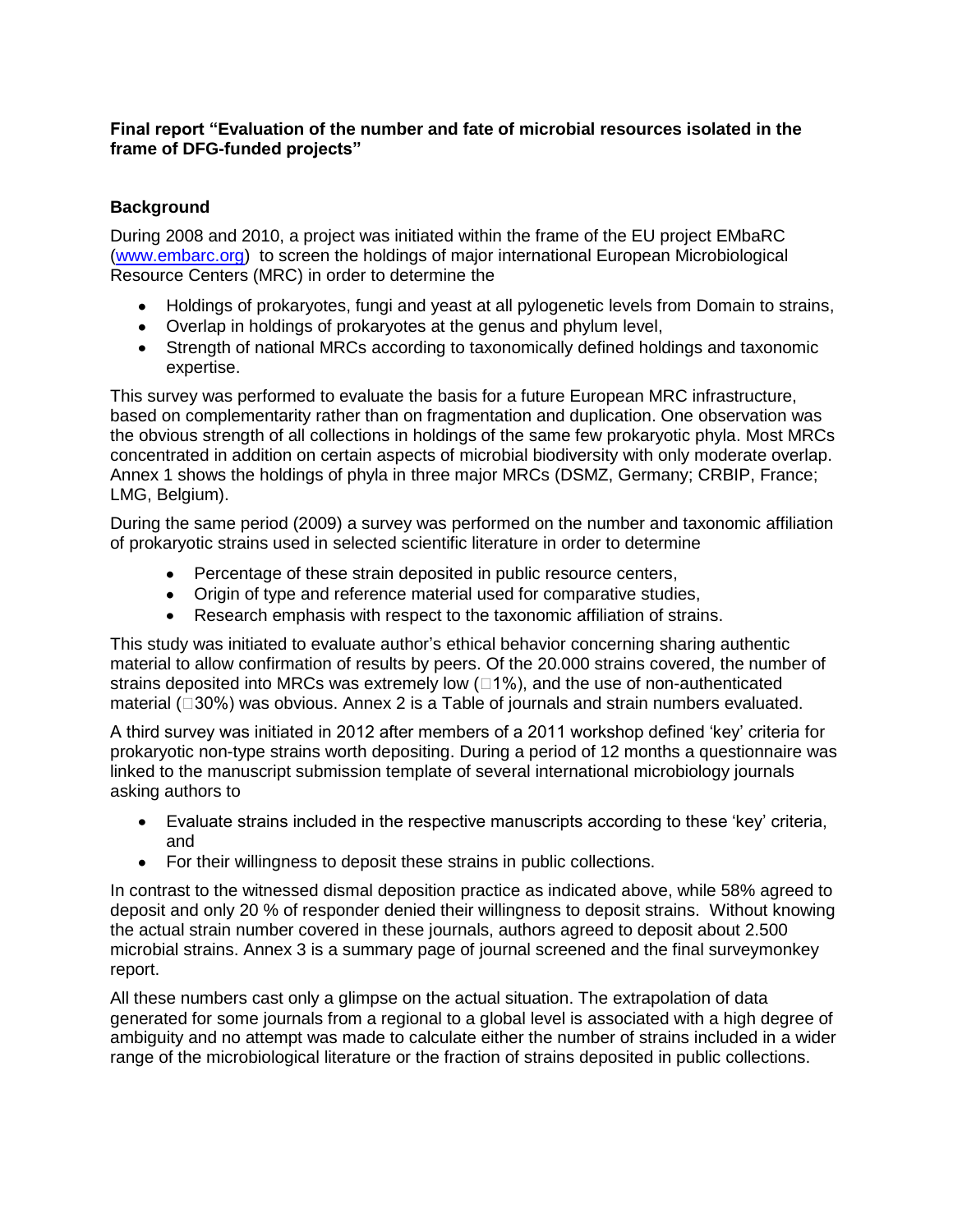**Final report "Evaluation of the number and fate of microbial resources isolated in the frame of DFG-funded projects"**

## Background

During 2008 and 2010, a project was initiated within the frame of the EU project EMbaRC (www.embarc.org) to screen the holdings of major international European Microbiological Resource Centers (MRC) in order to determine the

- Holdings of prokaryotes, fungi and yeast at all pylogenetic levels from Domain to strains,
- Overlap in holdings of prokaryotes at the genus and phylum level,
- Strength of national MRCs according to taxonomically defined holdings and taxonomic expertise.

This survey was performed to evaluate the basis for a future European MRC infrastructure, based on complementarity rather than on fragmentation and duplication. One observation was the obvious strength of all collections in holdings of the same few prokaryotic phyla. Most MRCs concentrated in addition on certain aspects of microbial biodiversity with only moderate overlap. Annex 1 shows the holdings of phyla in three major MRCs (DSMZ, Germany; CRBIP, France; LMG, Belgium).

During the same period (2009) a survey was performed on the number and taxonomic affiliation of prokaryotic strains used in selected scientific literature in order to determine

- Percentage of these strain deposited in public resource centers,
- Origin of type and reference material used for comparative studies,
- Research emphasis with respect to the taxonomic affiliation of strains.

This study was initiated to evaluate author's ethical behavior concerning sharing authentic material to allow confirmation of results by peers. Of the 20.000 strains covered, the number of strains deposited into MRCs was extremely low (□1%), and the use of non-authenticated material (□30%) was obvious. Annex 2 is a Table of journals and strain numbers evaluated.

A third survey was initiated in 2012 after members of a 2011 workshop defined 'key' criteria for prokaryotic non-type strains worth depositing. During a period of 12 months a questionnaire was linked to the manuscript submission template of several international microbiology journals asking authors to

- Evaluate strains included in the respective manuscripts according to these 'key' criteria, and
- For their willingness to deposit these strains in public collections.

In contrast to the witnessed dismal deposition practice as indicated above, while 58% agreed to deposit and only 20 % of responder denied their willingness to deposit strains. Without knowing the actual strain number covered in these journals, authors agreed to deposit about 2.500 microbial strains. Annex 3 is a summary page of journal screened and the final surveymonkey report.

All these numbers cast only a glimpse on the actual situation. The extrapolation of data generated for some journals from a regional to a global level is associated with a high degree of ambiguity and no attempt was made to calculate either the number of strains included in a wider range of the microbiological literature or the fraction of strains deposited in public collections.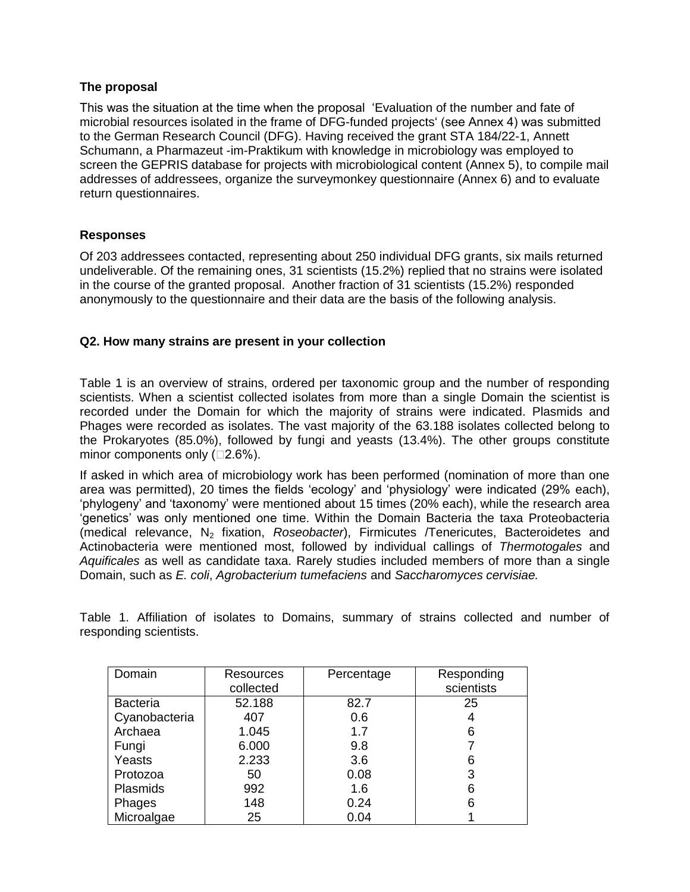### The proposal

This was the situation at the time when the proposal 'Evaluation of the number and fate of microbial resources isolated in the frame of DFG-funded projects' (see Annex 4) was submitted to the German Research Council (DFG). Having received the grant STA 184/22-1, Annett Schumann, a Pharmazeut -im-Praktikum with knowledge in microbiology was employed to screen the GEPRIS database for projects with microbiological content (Annex 5), to compile mail addresses of addressees, organize the surveymonkey questionnaire (Annex 6) and to evaluate return questionnaires.

### Responses

Of 203 addressees contacted, representing about 250 individual DFG grants, six mails returned undeliverable. Of the remaining ones, 31 scientists (15.2%) replied that no strains were isolated in the course of the granted proposal. Another fraction of 31 scientists (15.2%) responded anonymously to the questionnaire and their data are the basis of the following analysis.

### Q2. How many strains are present in your collection

Table 1 is an overview of strains, ordered per taxonomic group and the number of responding scientists. When a scientist collected isolates from more than a single Domain the scientist is recorded under the Domain for which the majority of strains were indicated. Plasmids and Phages were recorded as isolates. The vast majority of the 63.188 isolates collected belong to the Prokaryotes (85.0%), followed by fungi and yeasts (13.4%). The other groups constitute minor components only (□2.6%).

If asked in which area of microbiology work has been performed (nomination of more than one area was permitted), 20 times the fields 'ecology' and 'physiology' were indicated (29% each), 'phylogeny' and 'taxonomy' were mentioned about 15 times (20% each), while the research area 'genetics' was only mentioned one time. Within the Domain Bacteria the taxa Proteobacteria (medical relevance, $N_2$ fixation, *Roseobacter*), Firmicutes /Tenericutes, Bacteroidetes and Actinobacteria were mentioned most, followed by individual callings of *Thermotogales* and *Aquificales* as well as candidate taxa. Rarely studies included members of more than a single Domain, such as *E. coli*, *Agrobacterium tumefaciens* and *Saccharomyces cervisiae.*

Table 1. Affiliation of isolates to Domains, summary of strains collected and number of responding scientists.

| Domain | Resources collected | Percentage | Responding scientists |
|---|---|---|---|
| Bacteria | 52.188 | 82.7 | 25 |
| Cyanobacteria | 407 | 0.6 | 4 |
| Archaea | 1.045 | 1.7 | 6 |
| Fungi | 6.000 | 9.8 | 7 |
| Yeasts | 2.233 | 3.6 | 6 |
| Protozoa | 50 | 0.08 | 3 |
| Plasmids | 992 | 1.6 | 6 |
| Phages | 148 | 0.24 | 6 |
| Microalgae | 25 | 0.04 | 1 |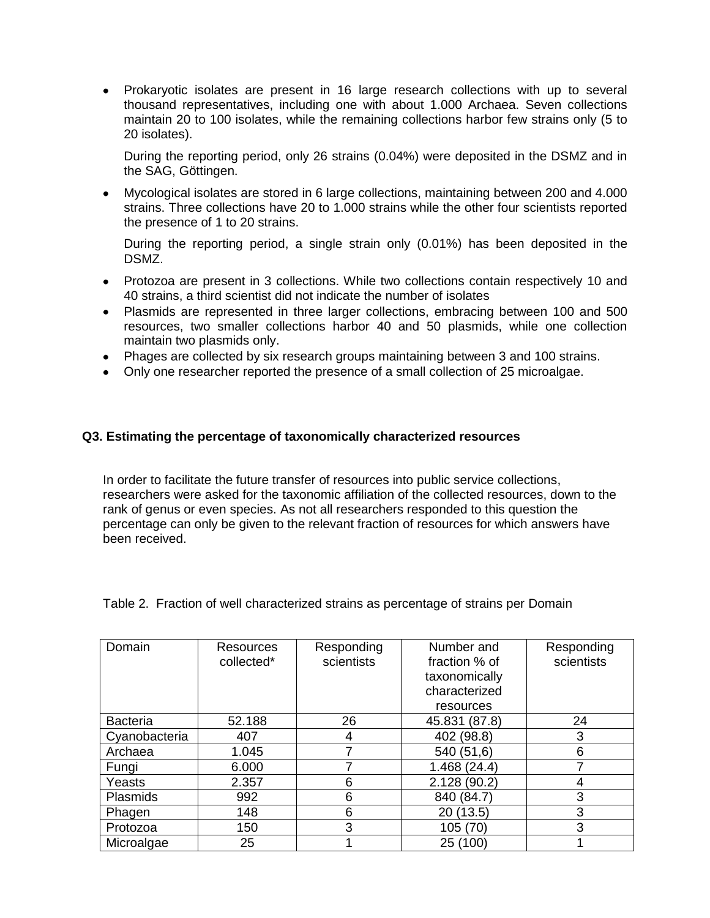- Prokaryotic isolates are present in 16 large research collections with up to several thousand representatives, including one with about 1.000 Archaea. Seven collections maintain 20 to 100 isolates, while the remaining collections harbor few strains only (5 to 20 isolates).

  During the reporting period, only 26 strains (0.04%) were deposited in the DSMZ and in the SAG, Göttingen.

- Mycological isolates are stored in 6 large collections, maintaining between 200 and 4.000 strains. Three collections have 20 to 1.000 strains while the other four scientists reported the presence of 1 to 20 strains.

  During the reporting period, a single strain only (0.01%) has been deposited in the DSMZ.

- Protozoa are present in 3 collections. While two collections contain respectively 10 and 40 strains, a third scientist did not indicate the number of isolates
- Plasmids are represented in three larger collections, embracing between 100 and 500 resources, two smaller collections harbor 40 and 50 plasmids, while one collection maintain two plasmids only.
- Phages are collected by six research groups maintaining between 3 and 100 strains.
- Only one researcher reported the presence of a small collection of 25 microalgae.

### Q3. Estimating the percentage of taxonomically characterized resources

In order to facilitate the future transfer of resources into public service collections, researchers were asked for the taxonomic affiliation of the collected resources, down to the rank of genus or even species. As not all researchers responded to this question the percentage can only be given to the relevant fraction of resources for which answers have been received.

Table 2. Fraction of well characterized strains as percentage of strains per Domain

| Domain | Resources collected* | Responding scientists | Number and fraction % of taxonomically characterized resources | Responding scientists |
|---|---|---|---|---|
| Bacteria | 52.188 | 26 | 45.831 (87.8) | 24 |
| Cyanobacteria | 407 | 4 | 402 (98.8) | 3 |
| Archaea | 1.045 | 7 | 540 (51,6) | 6 |
| Fungi | 6.000 | 7 | 1.468 (24.4) | 7 |
| Yeasts | 2.357 | 6 | 2.128 (90.2) | 4 |
| Plasmids | 992 | 6 | 840 (84.7) | 3 |
| Phagen | 148 | 6 | 20 (13.5) | 3 |
| Protozoa | 150 | 3 | 105 (70) | 3 |
| Microalgae | 25 | 1 | 25 (100) | 1 |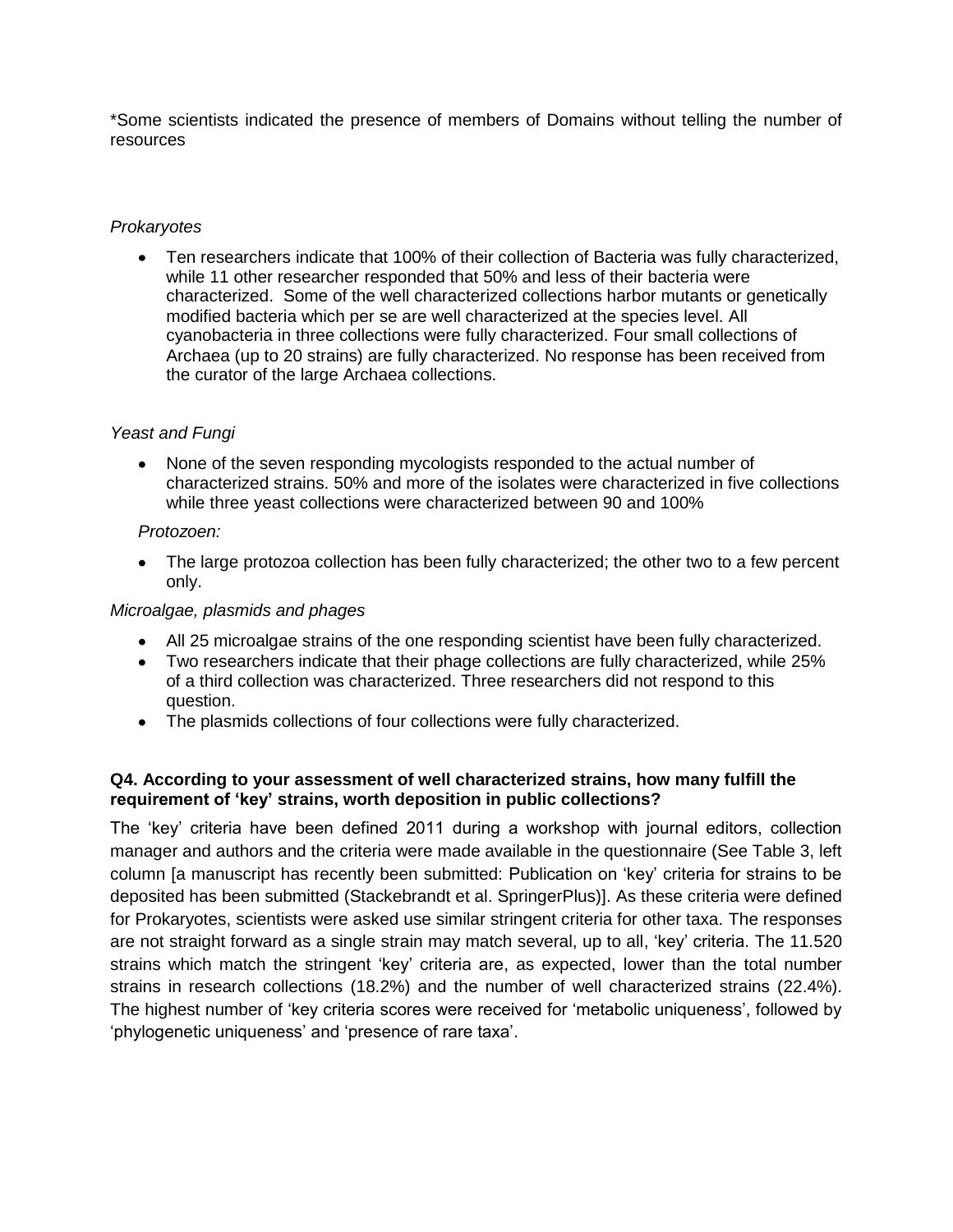*Some scientists indicated the presence of members of Domains without telling the number of resources

*Prokaryotes*

- Ten researchers indicate that 100% of their collection of Bacteria was fully characterized, while 11 other researcher responded that 50% and less of their bacteria were characterized. Some of the well characterized collections harbor mutants or genetically modified bacteria which per se are well characterized at the species level. All cyanobacteria in three collections were fully characterized. Four small collections of Archaea (up to 20 strains) are fully characterized. No response has been received from the curator of the large Archaea collections.

*Yeast and Fungi*

- None of the seven responding mycologists responded to the actual number of characterized strains. 50% and more of the isolates were characterized in five collections while three yeast collections were characterized between 90 and 100%

*Protozoen:*

- The large protozoa collection has been fully characterized; the other two to a few percent only.

*Microalgae, plasmids and phages*

- All 25 microalgae strains of the one responding scientist have been fully characterized.
- Two researchers indicate that their phage collections are fully characterized, while 25% of a third collection was characterized. Three researchers did not respond to this question.
- The plasmids collections of four collections were fully characterized.

**Q4. According to your assessment of well characterized strains, how many fulfill the requirement of 'key' strains, worth deposition in public collections?**

The 'key' criteria have been defined 2011 during a workshop with journal editors, collection manager and authors and the criteria were made available in the questionnaire (See Table 3, left column [a manuscript has recently been submitted: Publication on 'key' criteria for strains to be deposited has been submitted (Stackebrandt et al. SpringerPlus)]. As these criteria were defined for Prokaryotes, scientists were asked use similar stringent criteria for other taxa. The responses are not straight forward as a single strain may match several, up to all, 'key' criteria. The 11.520 strains which match the stringent 'key' criteria are, as expected, lower than the total number strains in research collections (18.2%) and the number of well characterized strains (22.4%). The highest number of 'key criteria scores were received for 'metabolic uniqueness', followed by 'phylogenetic uniqueness' and 'presence of rare taxa'.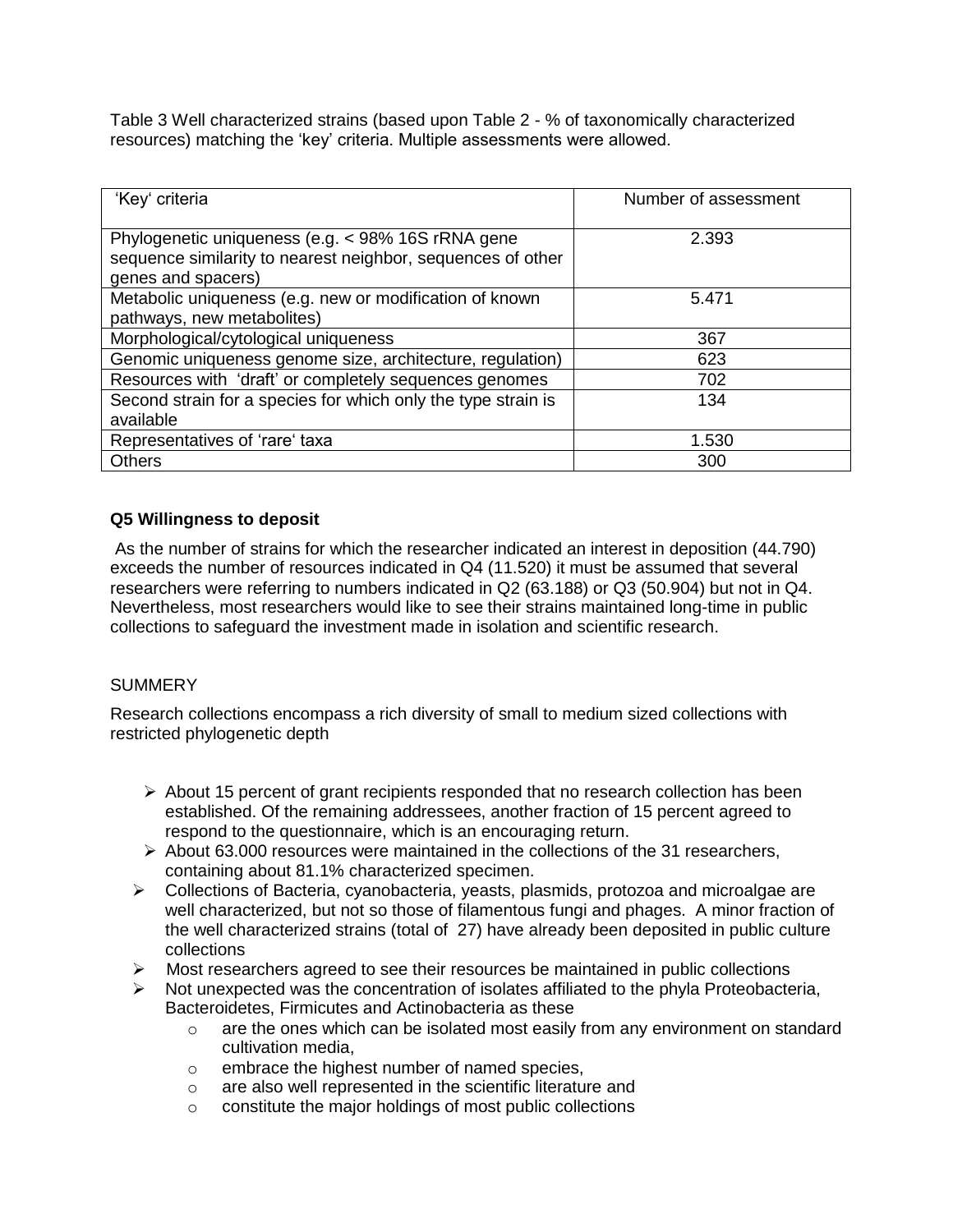Table 3 Well characterized strains (based upon Table 2 - % of taxonomically characterized resources) matching the 'key' criteria. Multiple assessments were allowed.

| 'Key' criteria | Number of assessment |
|---|---|
| Phylogenetic uniqueness (e.g. < 98% 16S rRNA gene sequence similarity to nearest neighbor, sequences of other genes and spacers) | 2.393 |
| Metabolic uniqueness (e.g. new or modification of known pathways, new metabolites) | 5.471 |
| Morphological/cytological uniqueness | 367 |
| Genomic uniqueness genome size, architecture, regulation) | 623 |
| Resources with 'draft' or completely sequences genomes | 702 |
| Second strain for a species for which only the type strain is available | 134 |
| Representatives of 'rare' taxa | 1.530 |
| Others | 300 |

**Q5 Willingness to deposit**

As the number of strains for which the researcher indicated an interest in deposition (44.790) exceeds the number of resources indicated in Q4 (11.520) it must be assumed that several researchers were referring to numbers indicated in Q2 (63.188) or Q3 (50.904) but not in Q4. Nevertheless, most researchers would like to see their strains maintained long-time in public collections to safeguard the investment made in isolation and scientific research.

SUMMERY

Research collections encompass a rich diversity of small to medium sized collections with restricted phylogenetic depth

- About 15 percent of grant recipients responded that no research collection has been established. Of the remaining addressees, another fraction of 15 percent agreed to respond to the questionnaire, which is an encouraging return.
- About 63.000 resources were maintained in the collections of the 31 researchers, containing about 81.1% characterized specimen.
- Collections of Bacteria, cyanobacteria, yeasts, plasmids, protozoa and microalgae are well characterized, but not so those of filamentous fungi and phages. A minor fraction of the well characterized strains (total of 27) have already been deposited in public culture collections
- Most researchers agreed to see their resources be maintained in public collections
- Not unexpected was the concentration of isolates affiliated to the phyla Proteobacteria, Bacteroidetes, Firmicutes and Actinobacteria as these
  - are the ones which can be isolated most easily from any environment on standard cultivation media,
  - embrace the highest number of named species,
  - are also well represented in the scientific literature and
  - constitute the major holdings of most public collections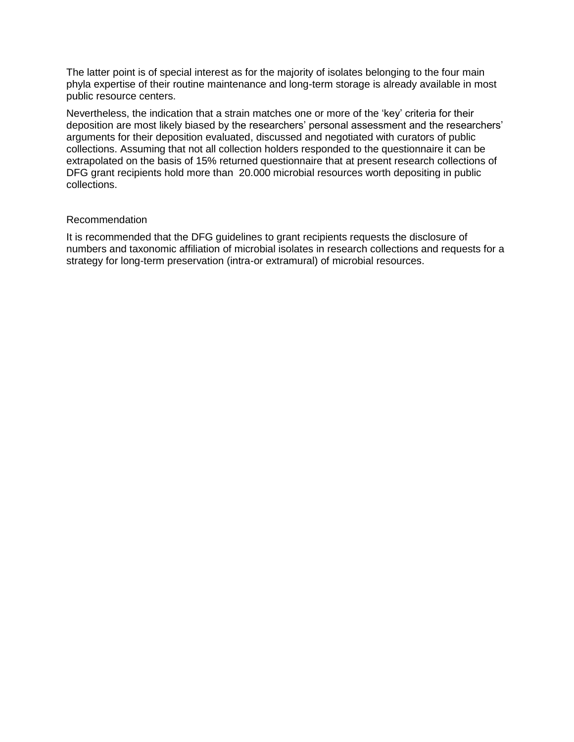The latter point is of special interest as for the majority of isolates belonging to the four main phyla expertise of their routine maintenance and long-term storage is already available in most public resource centers.

Nevertheless, the indication that a strain matches one or more of the 'key' criteria for their deposition are most likely biased by the researchers' personal assessment and the researchers' arguments for their deposition evaluated, discussed and negotiated with curators of public collections. Assuming that not all collection holders responded to the questionnaire it can be extrapolated on the basis of 15% returned questionnaire that at present research collections of DFG grant recipients hold more than 20.000 microbial resources worth depositing in public collections.

## Recommendation

It is recommended that the DFG guidelines to grant recipients requests the disclosure of numbers and taxonomic affiliation of microbial isolates in research collections and requests for a strategy for long-term preservation (intra-or extramural) of microbial resources.